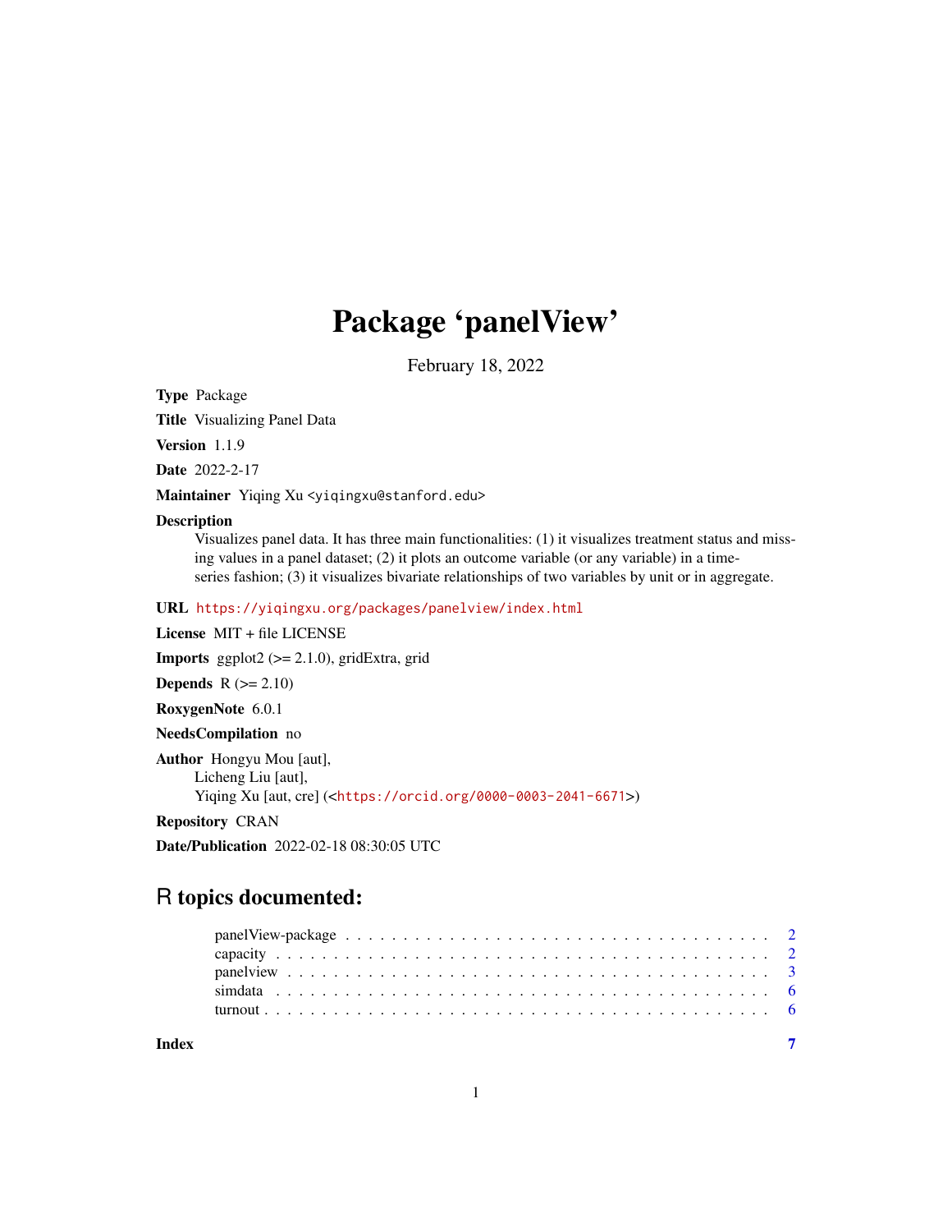# Package 'panelView'

February 18, 2022

**Type** Package

**Title** Visualizing Panel Data

**Version** 1.1.9

**Date** 2022-2-17

**Maintainer** Yiqing Xu <yiqingxu@stanford.edu>

**Description** Visualizes panel data. It has three main functionalities: (1) it visualizes treatment status and missing values in a panel dataset; (2) it plots an outcome variable (or any variable) in a time-series fashion; (3) it visualizes bivariate relationships of two variables by unit or in aggregate.

**URL** https://yiqingxu.org/packages/panelview/index.html

**License** MIT + file LICENSE

**Imports** ggplot2 (>= 2.1.0), gridExtra, grid

**Depends** R (>= 2.10)

**RoxygenNote** 6.0.1

**NeedsCompilation** no

**Author** Hongyu Mou [aut],
Licheng Liu [aut],
Yiqing Xu [aut, cre] (<https://orcid.org/0000-0003-2041-6671>)

**Repository** CRAN

**Date/Publication** 2022-02-18 08:30:05 UTC

## R topics documented:

| | |
|---|---|
| panelView-package | 2 |
| capacity | 2 |
| panelview | 3 |
| simdata | 6 |
| turnout | 6 |
| **Index** | **7** |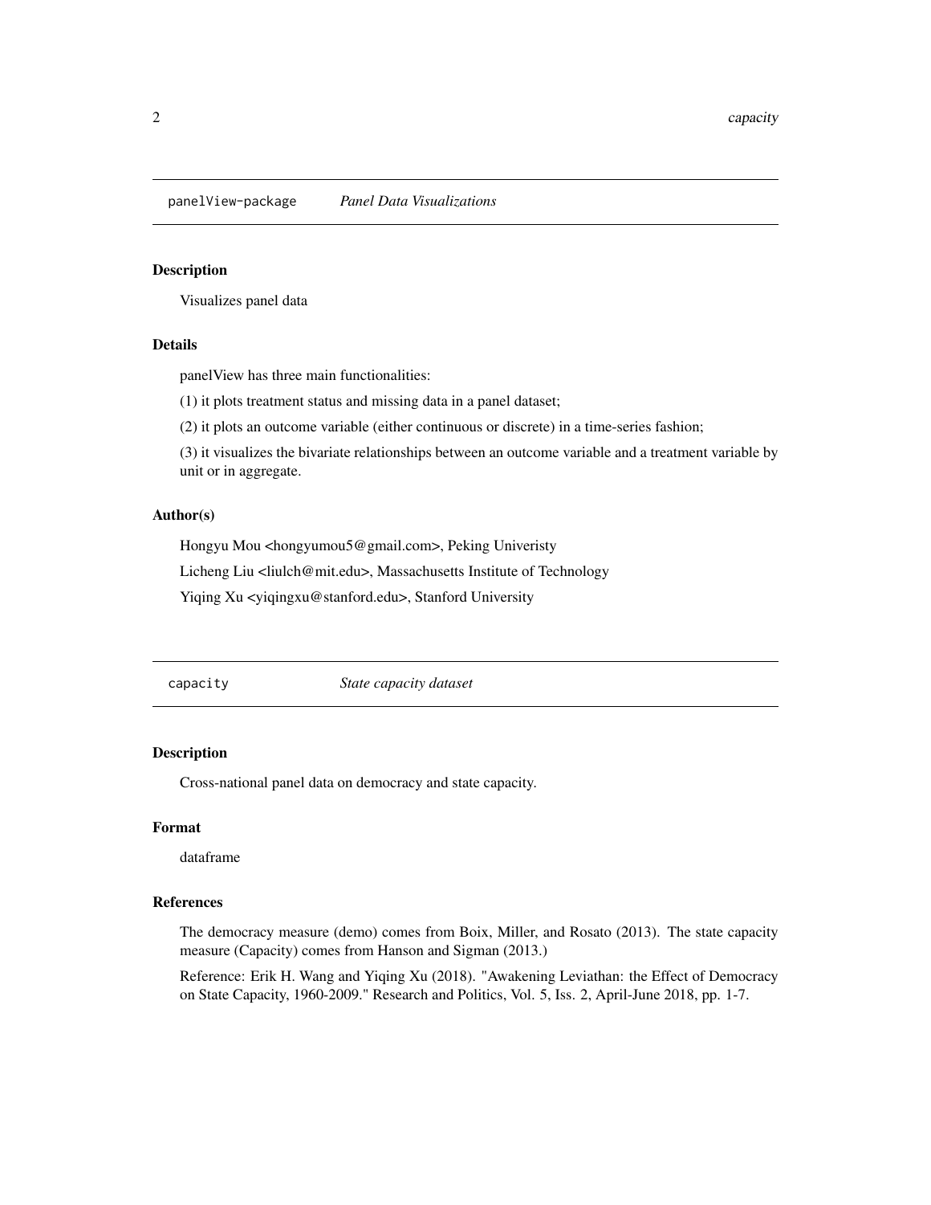## panelView-package    *Panel Data Visualizations*

### Description

Visualizes panel data

### Details

panelView has three main functionalities:

(1) it plots treatment status and missing data in a panel dataset;

(2) it plots an outcome variable (either continuous or discrete) in a time-series fashion;

(3) it visualizes the bivariate relationships between an outcome variable and a treatment variable by unit or in aggregate.

### Author(s)

Hongyu Mou <hongyumou5@gmail.com>, Peking Univeristy

Licheng Liu <liulch@mit.edu>, Massachusetts Institute of Technology

Yiqing Xu <yiqingxu@stanford.edu>, Stanford University

## capacity    *State capacity dataset*

### Description

Cross-national panel data on democracy and state capacity.

### Format

dataframe

### References

The democracy measure (demo) comes from Boix, Miller, and Rosato (2013). The state capacity measure (Capacity) comes from Hanson and Sigman (2013.)

Reference: Erik H. Wang and Yiqing Xu (2018). "Awakening Leviathan: the Effect of Democracy on State Capacity, 1960-2009." Research and Politics, Vol. 5, Iss. 2, April-June 2018, pp. 1-7.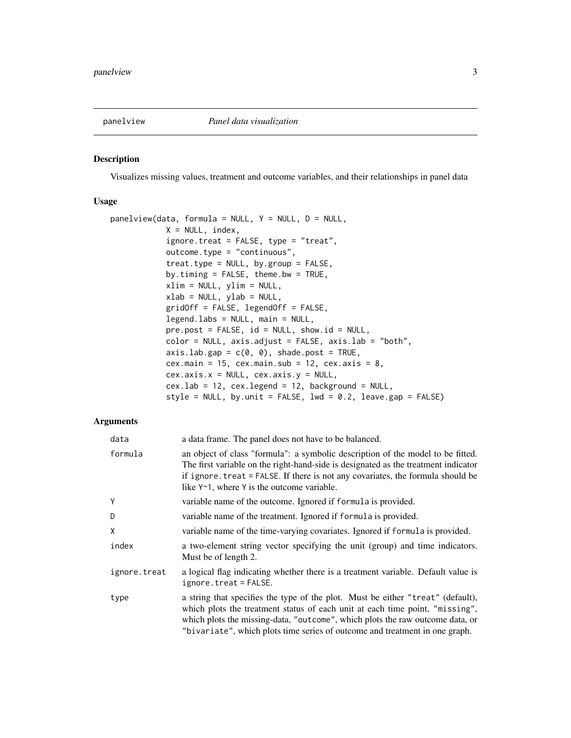panelview *Panel data visualization*

## Description

Visualizes missing values, treatment and outcome variables, and their relationships in panel data

## Usage

```
panelview(data, formula = NULL, Y = NULL, D = NULL,
          X = NULL, index,
          ignore.treat = FALSE, type = "treat",
          outcome.type = "continuous",
          treat.type = NULL, by.group = FALSE,
          by.timing = FALSE, theme.bw = TRUE,
          xlim = NULL, ylim = NULL,
          xlab = NULL, ylab = NULL,
          gridOff = FALSE, legendOff = FALSE,
          legend.labs = NULL, main = NULL,
          pre.post = FALSE, id = NULL, show.id = NULL,
          color = NULL, axis.adjust = FALSE, axis.lab = "both",
          axis.lab.gap = c(0, 0), shade.post = TRUE,
          cex.main = 15, cex.main.sub = 12, cex.axis = 8,
          cex.axis.x = NULL, cex.axis.y = NULL,
          cex.lab = 12, cex.legend = 12, background = NULL,
          style = NULL, by.unit = FALSE, lwd = 0.2, leave.gap = FALSE)
```

## Arguments

| | |
|---|---|
| `data` | a data frame. The panel does not have to be balanced. |
| `formula` | an object of class "formula": a symbolic description of the model to be fitted. The first variable on the right-hand-side is designated as the treatment indicator if `ignore.treat = FALSE`. If there is not any covariates, the formula should be like `Y~1`, where `Y` is the outcome variable. |
| `Y` | variable name of the outcome. Ignored if `formula` is provided. |
| `D` | variable name of the treatment. Ignored if `formula` is provided. |
| `X` | variable name of the time-varying covariates. Ignored if `formula` is provided. |
| `index` | a two-element string vector specifying the unit (group) and time indicators. Must be of length 2. |
| `ignore.treat` | a logical flag indicating whether there is a treatment variable. Default value is `ignore.treat = FALSE`. |
| `type` | a string that specifies the type of the plot. Must be either `"treat"` (default), which plots the treatment status of each unit at each time point, `"missing"`, which plots the missing-data, `"outcome"`, which plots the raw outcome data, or `"bivariate"`, which plots time series of outcome and treatment in one graph. |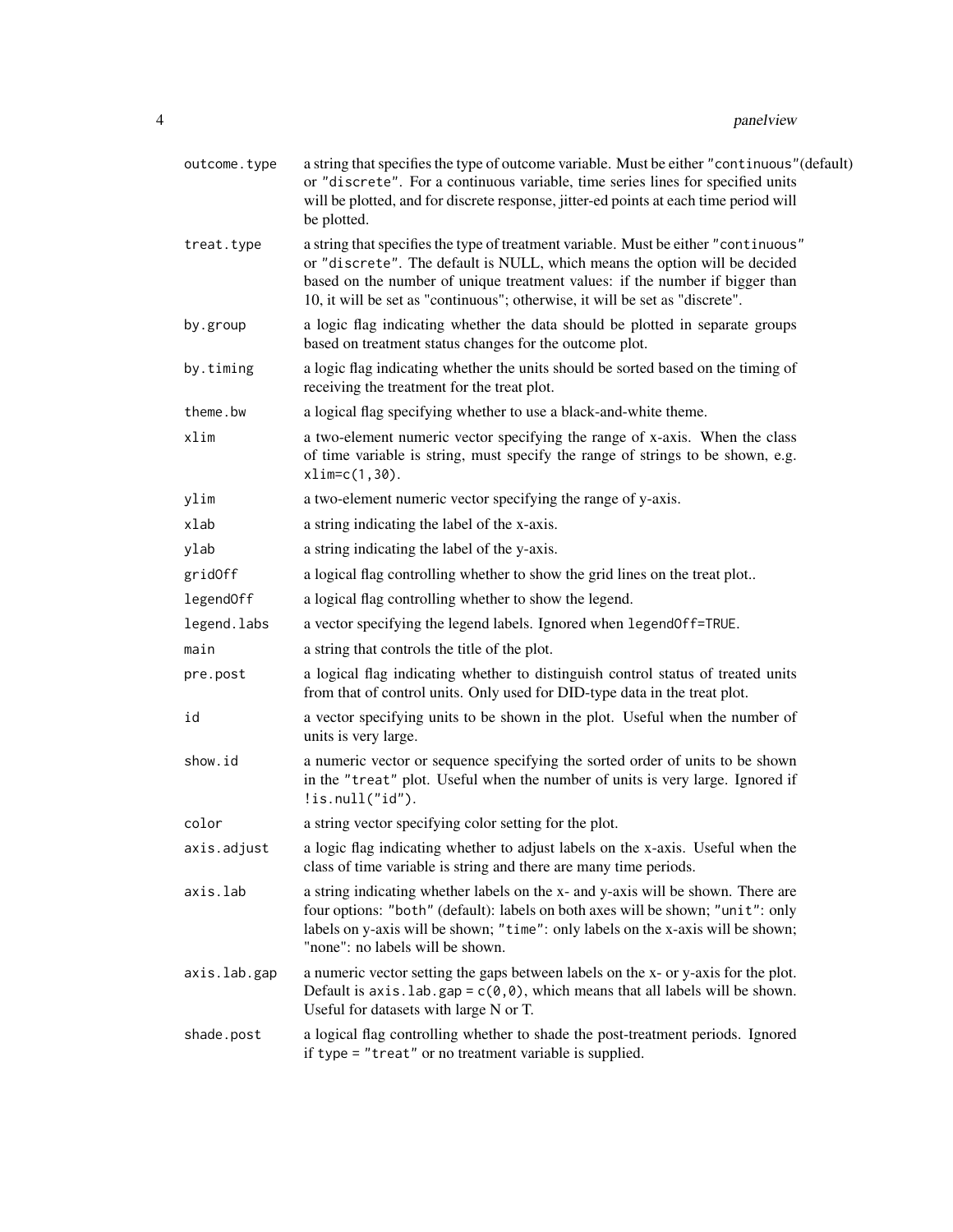| | |
|---|---|
| `outcome.type` | a string that specifies the type of outcome variable. Must be either `"continuous"`(default) or `"discrete"`. For a continuous variable, time series lines for specified units will be plotted, and for discrete response, jitter-ed points at each time period will be plotted. |
| `treat.type` | a string that specifies the type of treatment variable. Must be either `"continuous"` or `"discrete"`. The default is NULL, which means the option will be decided based on the number of unique treatment values: if the number if bigger than 10, it will be set as "continuous"; otherwise, it will be set as "discrete". |
| `by.group` | a logic flag indicating whether the data should be plotted in separate groups based on treatment status changes for the outcome plot. |
| `by.timing` | a logic flag indicating whether the units should be sorted based on the timing of receiving the treatment for the treat plot. |
| `theme.bw` | a logical flag specifying whether to use a black-and-white theme. |
| `xlim` | a two-element numeric vector specifying the range of x-axis. When the class of time variable is string, must specify the range of strings to be shown, e.g. `xlim=c(1,30)`. |
| `ylim` | a two-element numeric vector specifying the range of y-axis. |
| `xlab` | a string indicating the label of the x-axis. |
| `ylab` | a string indicating the label of the y-axis. |
| `gridOff` | a logical flag controlling whether to show the grid lines on the treat plot.. |
| `legendOff` | a logical flag controlling whether to show the legend. |
| `legend.labs` | a vector specifying the legend labels. Ignored when `legendOff=TRUE`. |
| `main` | a string that controls the title of the plot. |
| `pre.post` | a logical flag indicating whether to distinguish control status of treated units from that of control units. Only used for DID-type data in the treat plot. |
| `id` | a vector specifying units to be shown in the plot. Useful when the number of units is very large. |
| `show.id` | a numeric vector or sequence specifying the sorted order of units to be shown in the `"treat"` plot. Useful when the number of units is very large. Ignored if `!is.null("id")`. |
| `color` | a string vector specifying color setting for the plot. |
| `axis.adjust` | a logic flag indicating whether to adjust labels on the x-axis. Useful when the class of time variable is string and there are many time periods. |
| `axis.lab` | a string indicating whether labels on the x- and y-axis will be shown. There are four options: `"both"` (default): labels on both axes will be shown; `"unit"`: only labels on y-axis will be shown; `"time"`: only labels on the x-axis will be shown; "none": no labels will be shown. |
| `axis.lab.gap` | a numeric vector setting the gaps between labels on the x- or y-axis for the plot. Default is `axis.lab.gap = c(0,0)`, which means that all labels will be shown. Useful for datasets with large N or T. |
| `shade.post` | a logical flag controlling whether to shade the post-treatment periods. Ignored if `type = "treat"` or no treatment variable is supplied. |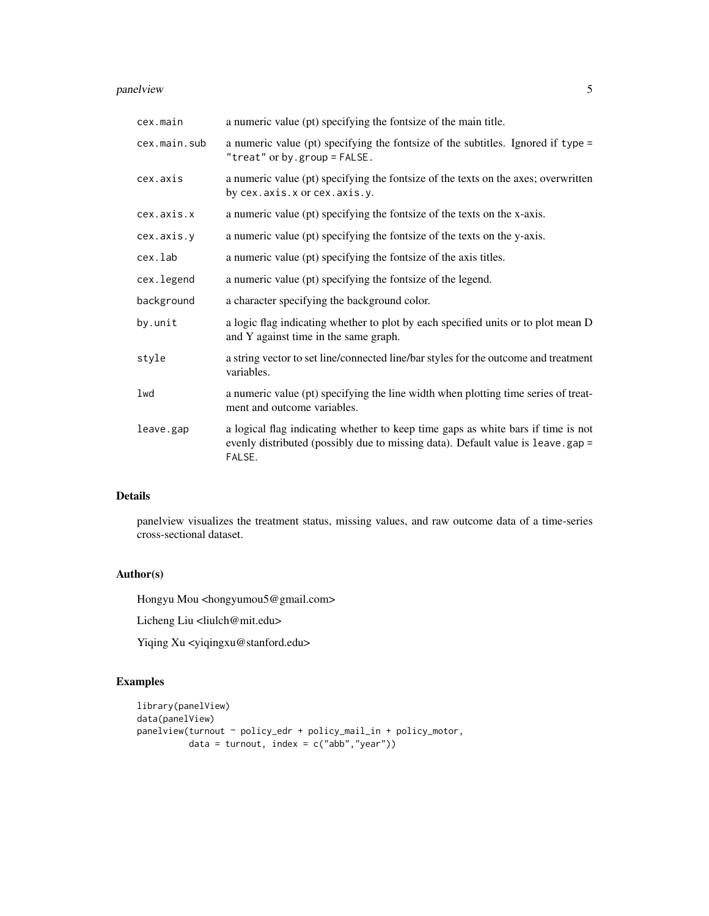| | |
|---|---|
| `cex.main` | a numeric value (pt) specifying the fontsize of the main title. |
| `cex.main.sub` | a numeric value (pt) specifying the fontsize of the subtitles. Ignored if `type = "treat"` or `by.group = FALSE`. |
| `cex.axis` | a numeric value (pt) specifying the fontsize of the texts on the axes; overwritten by `cex.axis.x` or `cex.axis.y`. |
| `cex.axis.x` | a numeric value (pt) specifying the fontsize of the texts on the x-axis. |
| `cex.axis.y` | a numeric value (pt) specifying the fontsize of the texts on the y-axis. |
| `cex.lab` | a numeric value (pt) specifying the fontsize of the axis titles. |
| `cex.legend` | a numeric value (pt) specifying the fontsize of the legend. |
| `background` | a character specifying the background color. |
| `by.unit` | a logic flag indicating whether to plot by each specified units or to plot mean D and Y against time in the same graph. |
| `style` | a string vector to set line/connected line/bar styles for the outcome and treatment variables. |
| `lwd` | a numeric value (pt) specifying the line width when plotting time series of treatment and outcome variables. |
| `leave.gap` | a logical flag indicating whether to keep time gaps as white bars if time is not evenly distributed (possibly due to missing data). Default value is `leave.gap = FALSE`. |

## Details

panelview visualizes the treatment status, missing values, and raw outcome data of a time-series cross-sectional dataset.

## Author(s)

Hongyu Mou <hongyumou5@gmail.com>

Licheng Liu <liulch@mit.edu>

Yiqing Xu <yiqingxu@stanford.edu>

## Examples

```
library(panelView)
data(panelView)
panelview(turnout ~ policy_edr + policy_mail_in + policy_motor,
          data = turnout, index = c("abb","year"))
```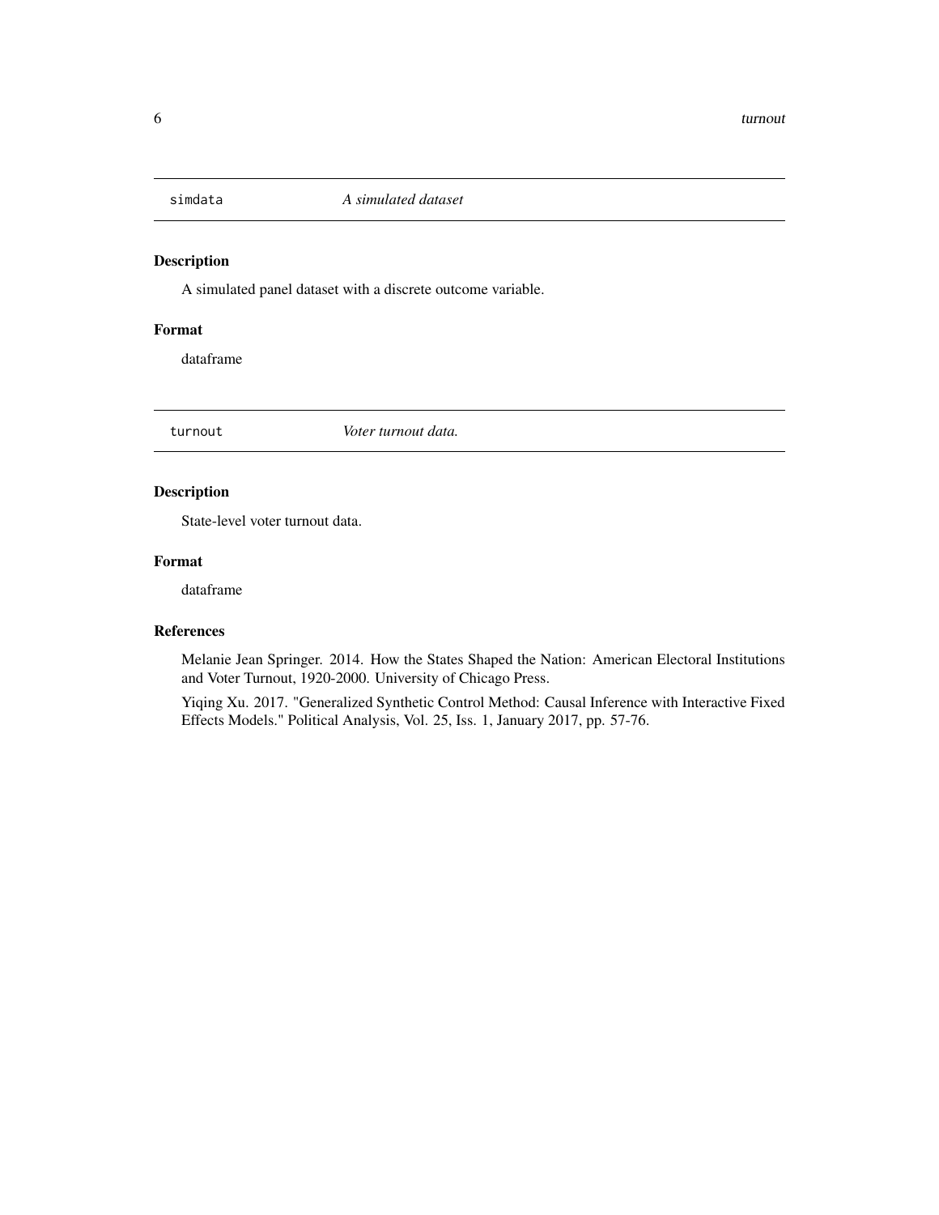## `simdata` — *A simulated dataset*

### Description

A simulated panel dataset with a discrete outcome variable.

### Format

dataframe

## `turnout` — *Voter turnout data.*

### Description

State-level voter turnout data.

### Format

dataframe

### References

Melanie Jean Springer. 2014. How the States Shaped the Nation: American Electoral Institutions and Voter Turnout, 1920-2000. University of Chicago Press.

Yiqing Xu. 2017. "Generalized Synthetic Control Method: Causal Inference with Interactive Fixed Effects Models." Political Analysis, Vol. 25, Iss. 1, January 2017, pp. 57-76.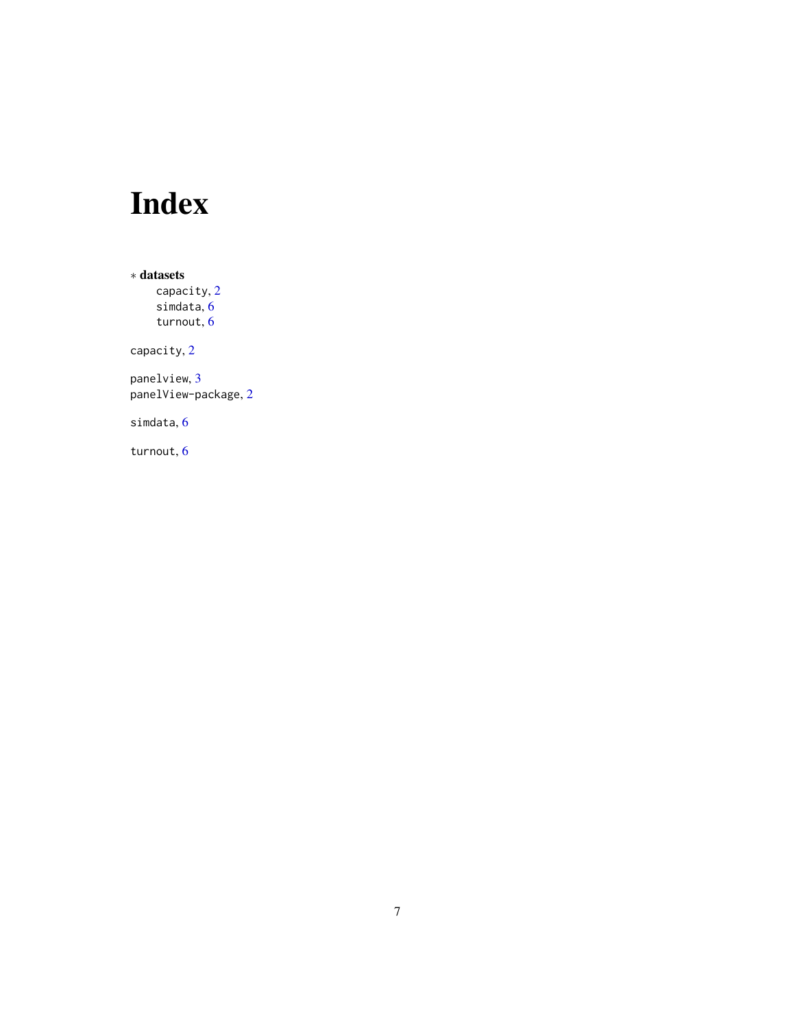# Index

∗ **datasets**
  capacity, 2
  simdata, 6
  turnout, 6

capacity, 2

panelview, 3
panelView-package, 2

simdata, 6

turnout, 6